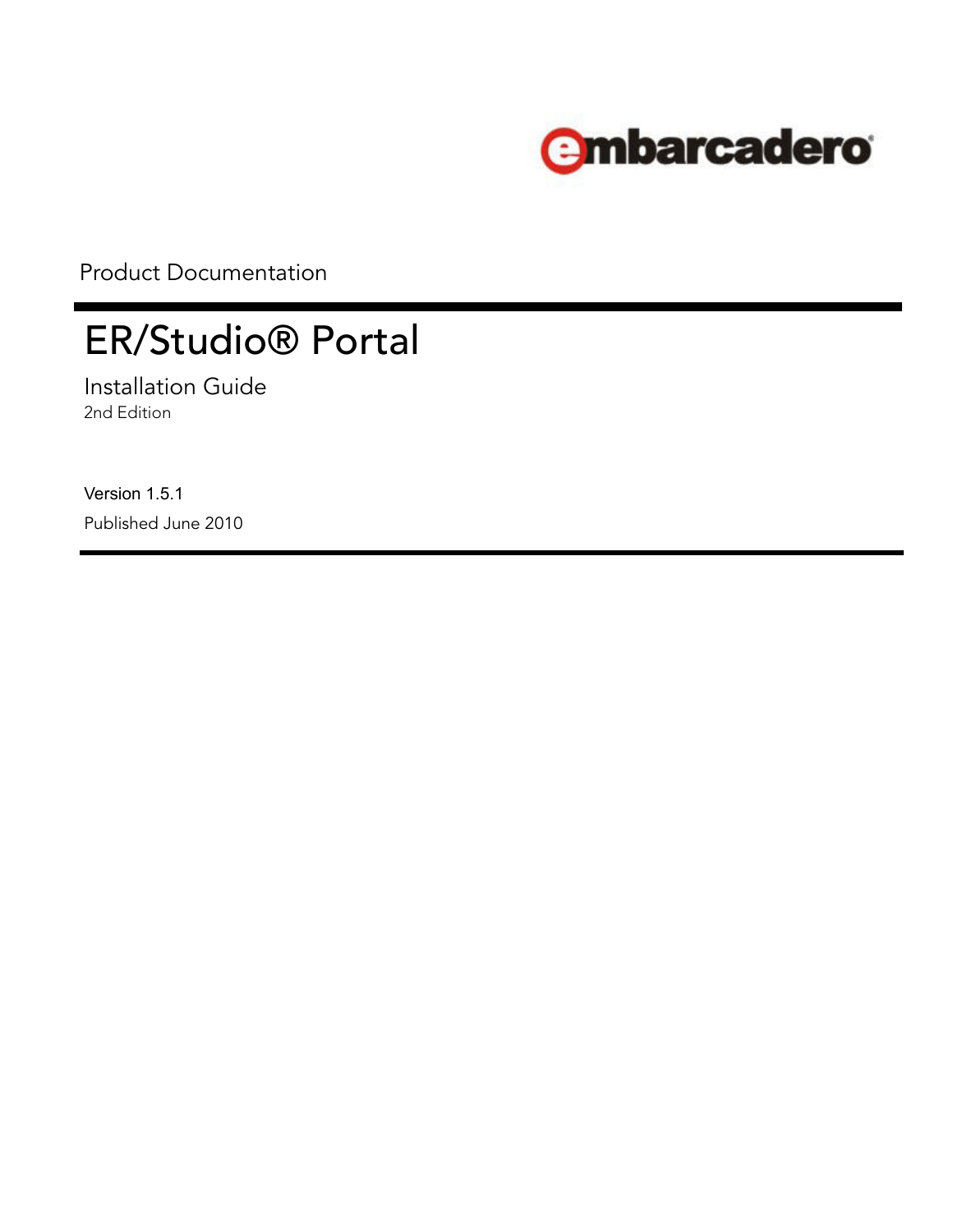embarcadero

Product Documentation

# ER/Studio® Portal

## Installation Guide

2nd Edition

Version 1.5.1

Published June 2010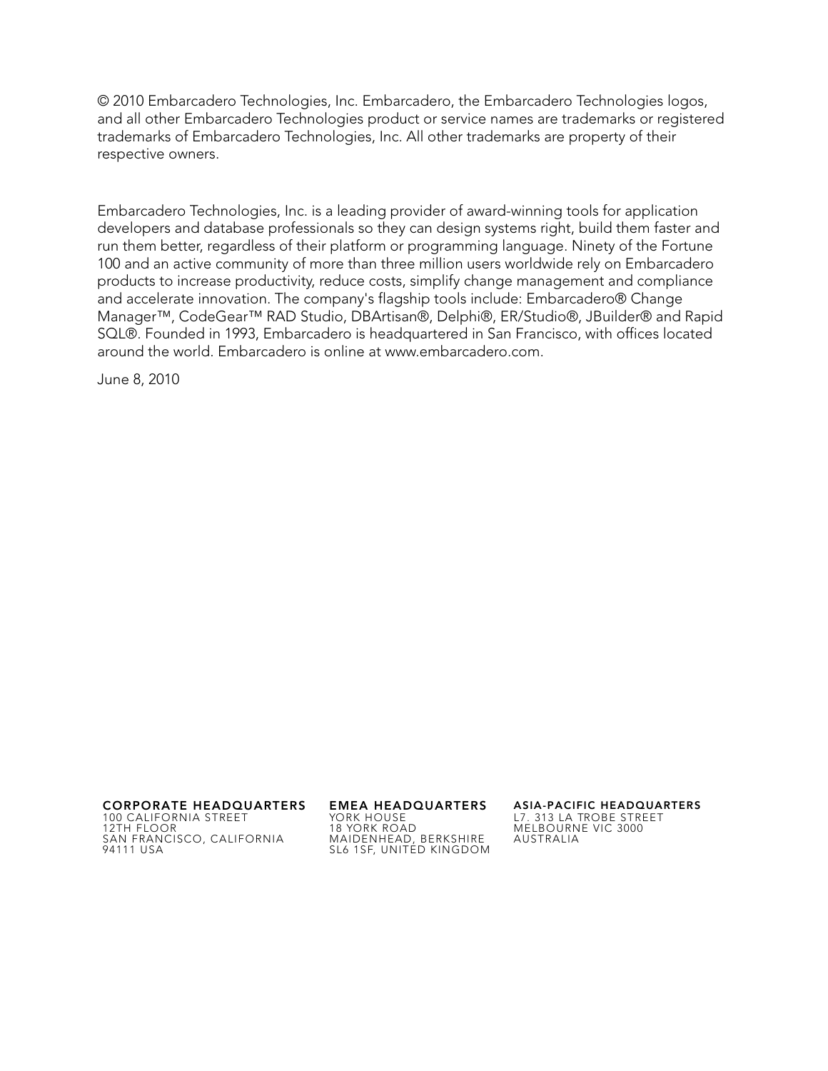© 2010 Embarcadero Technologies, Inc. Embarcadero, the Embarcadero Technologies logos, and all other Embarcadero Technologies product or service names are trademarks or registered trademarks of Embarcadero Technologies, Inc. All other trademarks are property of their respective owners.

Embarcadero Technologies, Inc. is a leading provider of award-winning tools for application developers and database professionals so they can design systems right, build them faster and run them better, regardless of their platform or programming language. Ninety of the Fortune 100 and an active community of more than three million users worldwide rely on Embarcadero products to increase productivity, reduce costs, simplify change management and compliance and accelerate innovation. The company's flagship tools include: Embarcadero® Change Manager™, CodeGear™ RAD Studio, DBArtisan®, Delphi®, ER/Studio®, JBuilder® and Rapid SQL®. Founded in 1993, Embarcadero is headquartered in San Francisco, with offices located around the world. Embarcadero is online at www.embarcadero.com.

June 8, 2010

**CORPORATE HEADQUARTERS**
100 CALIFORNIA STREET
12TH FLOOR
SAN FRANCISCO, CALIFORNIA
94111 USA

**EMEA HEADQUARTERS**
YORK HOUSE
18 YORK ROAD
MAIDENHEAD, BERKSHIRE
SL6 1SF, UNITED KINGDOM

**ASIA-PACIFIC HEADQUARTERS**
L7. 313 LA TROBE STREET
MELBOURNE VIC 3000
AUSTRALIA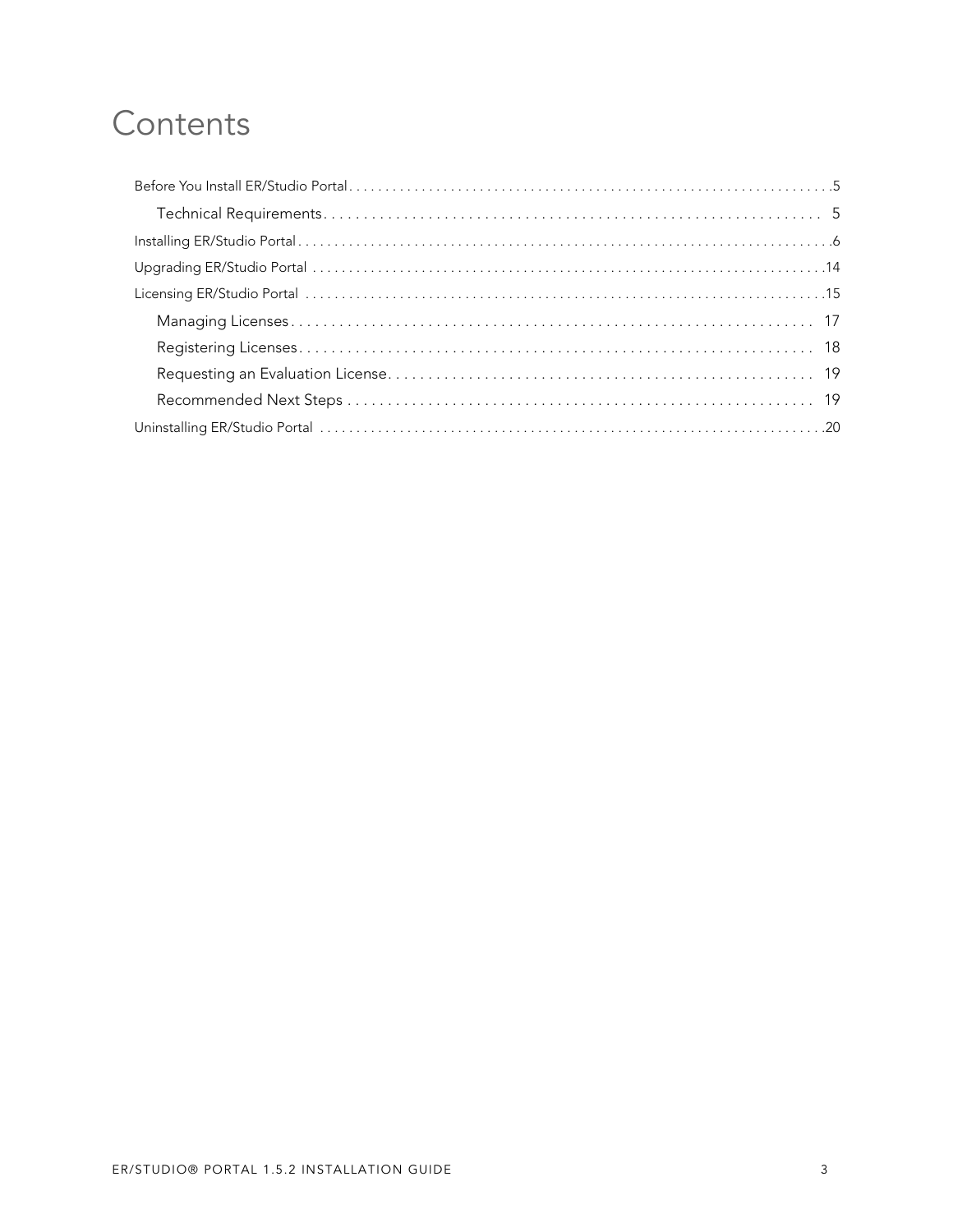# Contents

- Before You Install ER/Studio Portal . . . . . 5
  - Technical Requirements . . . . . 5
- Installing ER/Studio Portal . . . . . 6
- Upgrading ER/Studio Portal . . . . . 14
- Licensing ER/Studio Portal . . . . . 15
  - Managing Licenses . . . . . 17
  - Registering Licenses . . . . . 18
  - Requesting an Evaluation License . . . . . 19
  - Recommended Next Steps . . . . . 19
- Uninstalling ER/Studio Portal . . . . . 20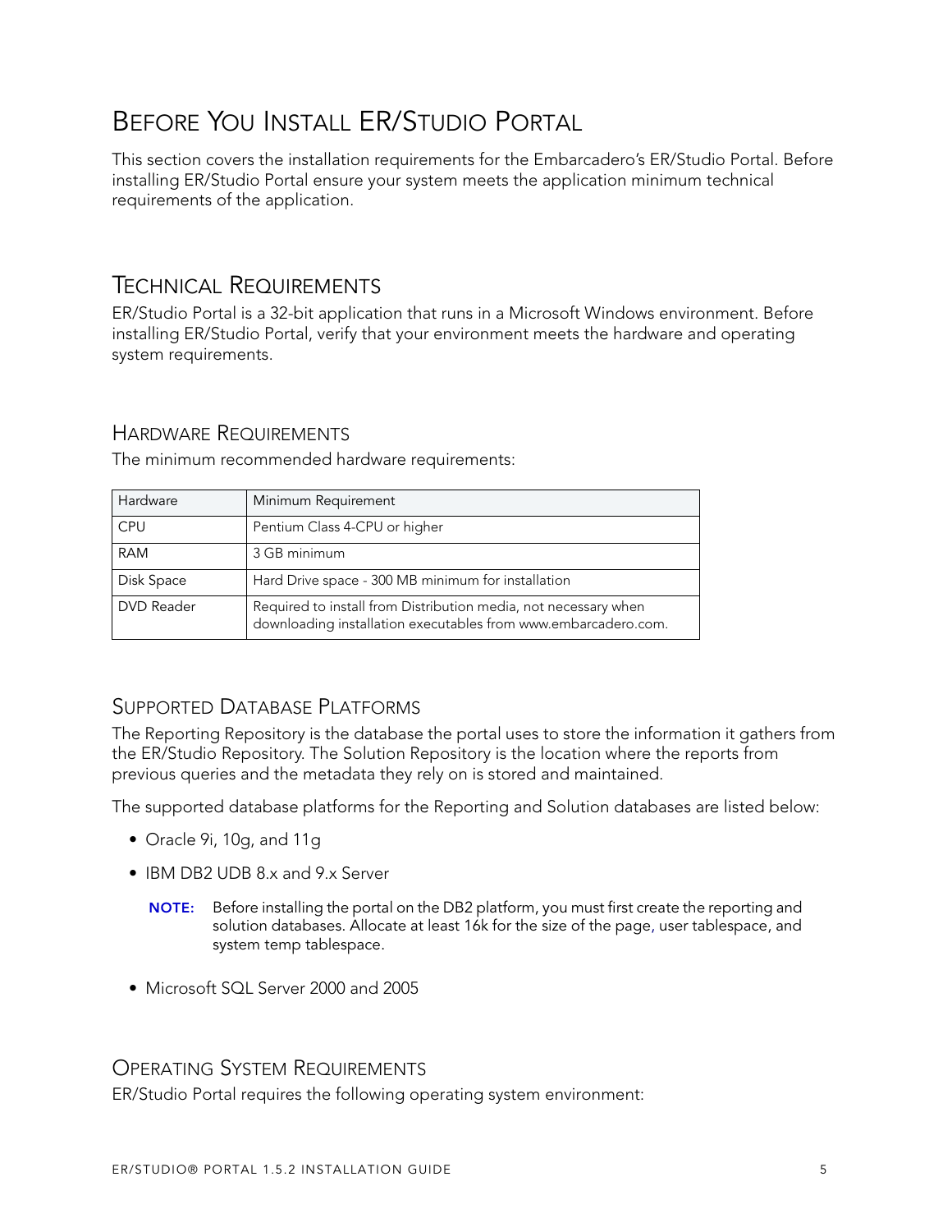# Before You Install ER/Studio Portal

This section covers the installation requirements for the Embarcadero's ER/Studio Portal. Before installing ER/Studio Portal ensure your system meets the application minimum technical requirements of the application.

## Technical Requirements

ER/Studio Portal is a 32-bit application that runs in a Microsoft Windows environment. Before installing ER/Studio Portal, verify that your environment meets the hardware and operating system requirements.

### Hardware Requirements

The minimum recommended hardware requirements:

| Hardware | Minimum Requirement |
| --- | --- |
| CPU | Pentium Class 4-CPU or higher |
| RAM | 3 GB minimum |
| Disk Space | Hard Drive space - 300 MB minimum for installation |
| DVD Reader | Required to install from Distribution media, not necessary when downloading installation executables from www.embarcadero.com. |

### Supported Database Platforms

The Reporting Repository is the database the portal uses to store the information it gathers from the ER/Studio Repository. The Solution Repository is the location where the reports from previous queries and the metadata they rely on is stored and maintained.

The supported database platforms for the Reporting and Solution databases are listed below:

- Oracle 9i, 10g, and 11g
- IBM DB2 UDB 8.x and 9.x Server

  **NOTE:** Before installing the portal on the DB2 platform, you must first create the reporting and solution databases. Allocate at least 16k for the size of the page, user tablespace, and system temp tablespace.

- Microsoft SQL Server 2000 and 2005

### Operating System Requirements

ER/Studio Portal requires the following operating system environment: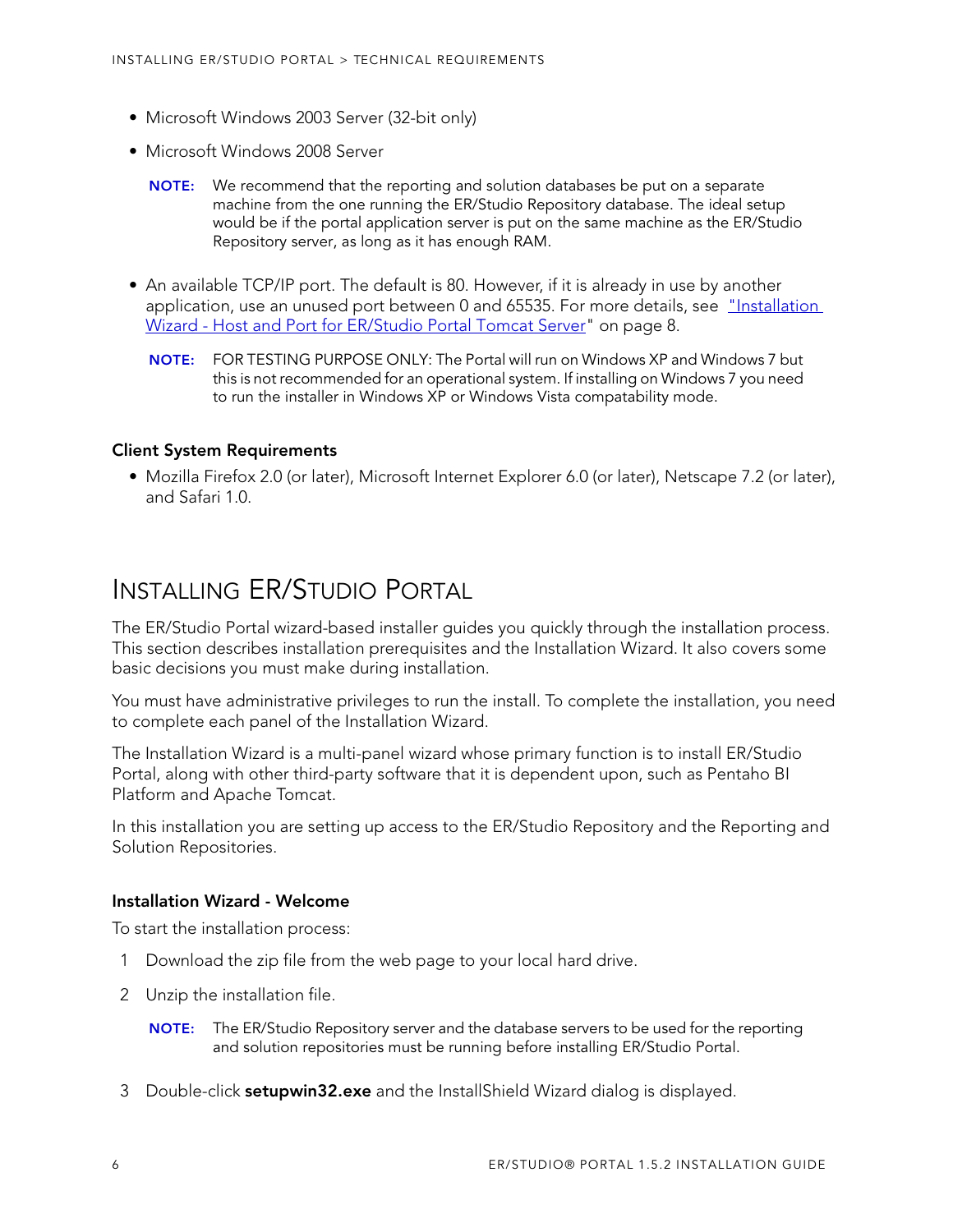- Microsoft Windows 2003 Server (32-bit only)
- Microsoft Windows 2008 Server

  **NOTE:** We recommend that the reporting and solution databases be put on a separate machine from the one running the ER/Studio Repository database. The ideal setup would be if the portal application server is put on the same machine as the ER/Studio Repository server, as long as it has enough RAM.

- An available TCP/IP port. The default is 80. However, if it is already in use by another application, use an unused port between 0 and 65535. For more details, see "Installation Wizard - Host and Port for ER/Studio Portal Tomcat Server" on page 8.

  **NOTE:** FOR TESTING PURPOSE ONLY: The Portal will run on Windows XP and Windows 7 but this is not recommended for an operational system. If installing on Windows 7 you need to run the installer in Windows XP or Windows Vista compatability mode.

### Client System Requirements

- Mozilla Firefox 2.0 (or later), Microsoft Internet Explorer 6.0 (or later), Netscape 7.2 (or later), and Safari 1.0.

## Installing ER/Studio Portal

The ER/Studio Portal wizard-based installer guides you quickly through the installation process. This section describes installation prerequisites and the Installation Wizard. It also covers some basic decisions you must make during installation.

You must have administrative privileges to run the install. To complete the installation, you need to complete each panel of the Installation Wizard.

The Installation Wizard is a multi-panel wizard whose primary function is to install ER/Studio Portal, along with other third-party software that it is dependent upon, such as Pentaho BI Platform and Apache Tomcat.

In this installation you are setting up access to the ER/Studio Repository and the Reporting and Solution Repositories.

### Installation Wizard - Welcome

To start the installation process:

1. Download the zip file from the web page to your local hard drive.
2. Unzip the installation file.

   **NOTE:** The ER/Studio Repository server and the database servers to be used for the reporting and solution repositories must be running before installing ER/Studio Portal.

3. Double-click **setupwin32.exe** and the InstallShield Wizard dialog is displayed.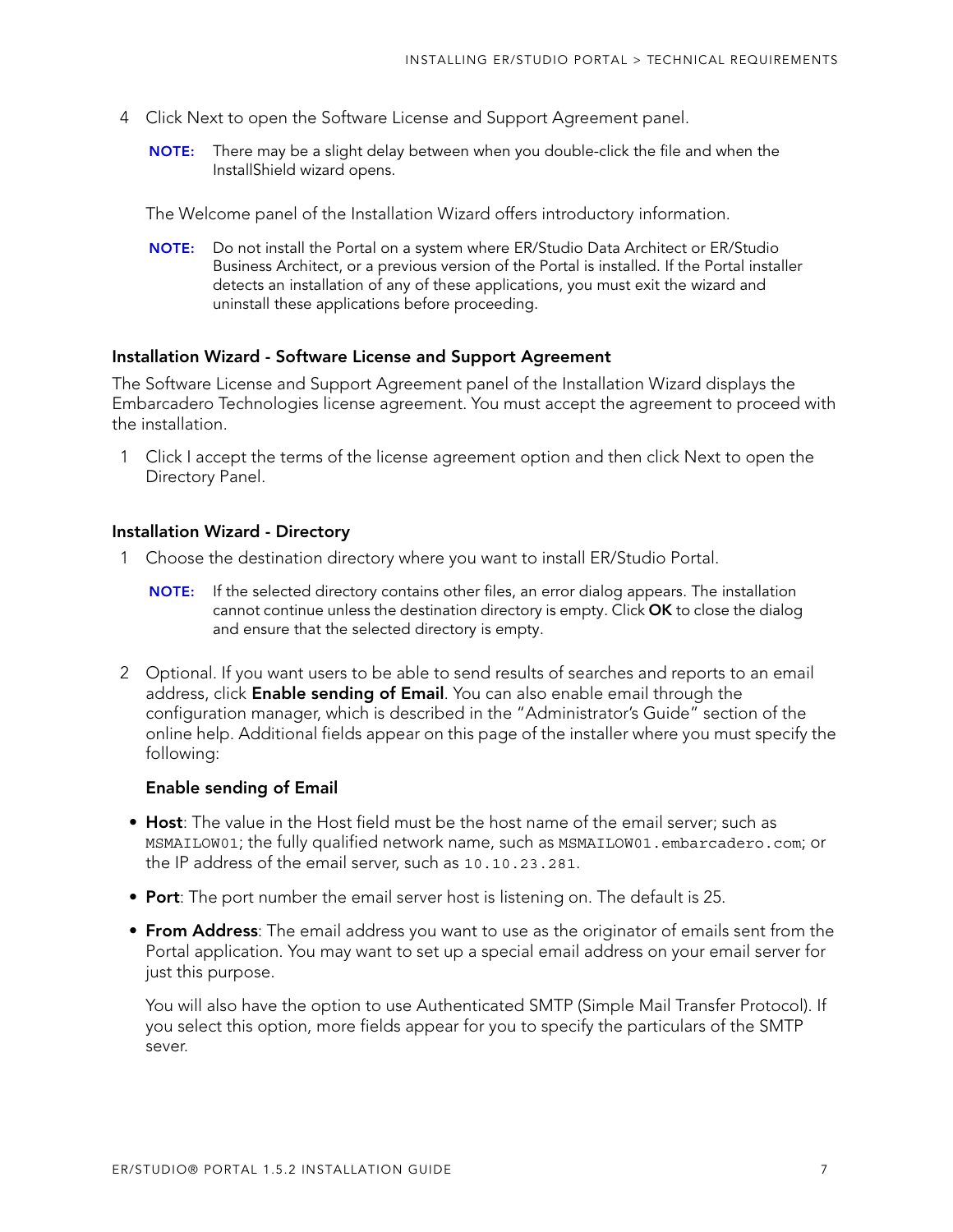4 Click Next to open the Software License and Support Agreement panel.

**NOTE:** There may be a slight delay between when you double-click the file and when the InstallShield wizard opens.

The Welcome panel of the Installation Wizard offers introductory information.

**NOTE:** Do not install the Portal on a system where ER/Studio Data Architect or ER/Studio Business Architect, or a previous version of the Portal is installed. If the Portal installer detects an installation of any of these applications, you must exit the wizard and uninstall these applications before proceeding.

### Installation Wizard - Software License and Support Agreement

The Software License and Support Agreement panel of the Installation Wizard displays the Embarcadero Technologies license agreement. You must accept the agreement to proceed with the installation.

1 Click I accept the terms of the license agreement option and then click Next to open the Directory Panel.

### Installation Wizard - Directory

1 Choose the destination directory where you want to install ER/Studio Portal.

**NOTE:** If the selected directory contains other files, an error dialog appears. The installation cannot continue unless the destination directory is empty. Click **OK** to close the dialog and ensure that the selected directory is empty.

2 Optional. If you want users to be able to send results of searches and reports to an email address, click **Enable sending of Email**. You can also enable email through the configuration manager, which is described in the “Administrator’s Guide” section of the online help. Additional fields appear on this page of the installer where you must specify the following:

**Enable sending of Email**

- **Host**: The value in the Host field must be the host name of the email server; such as `MSMAILOW01`; the fully qualified network name, such as `MSMAILOW01.embarcadero.com`; or the IP address of the email server, such as `10.10.23.281`.
- **Port**: The port number the email server host is listening on. The default is 25.
- **From Address**: The email address you want to use as the originator of emails sent from the Portal application. You may want to set up a special email address on your email server for just this purpose.

You will also have the option to use Authenticated SMTP (Simple Mail Transfer Protocol). If you select this option, more fields appear for you to specify the particulars of the SMTP sever.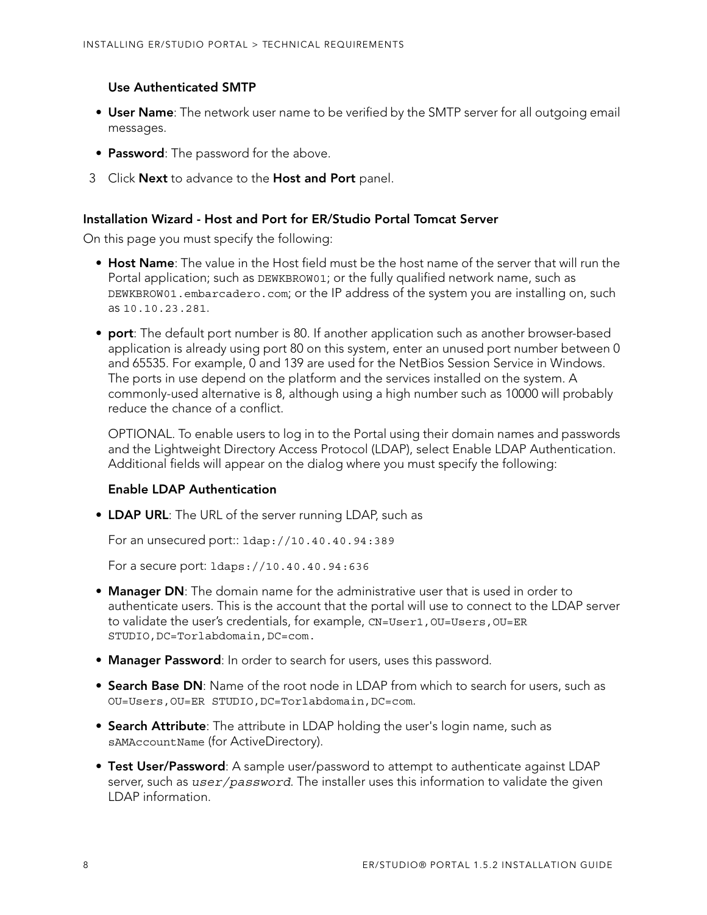**Use Authenticated SMTP**

- **User Name**: The network user name to be verified by the SMTP server for all outgoing email messages.
- **Password**: The password for the above.

3 Click **Next** to advance to the **Host and Port** panel.

### Installation Wizard - Host and Port for ER/Studio Portal Tomcat Server

On this page you must specify the following:

- **Host Name**: The value in the Host field must be the host name of the server that will run the Portal application; such as `DEWKBROW01`; or the fully qualified network name, such as `DEWKBROW01.embarcadero.com`; or the IP address of the system you are installing on, such as `10.10.23.281`.
- **port**: The default port number is 80. If another application such as another browser-based application is already using port 80 on this system, enter an unused port number between 0 and 65535. For example, 0 and 139 are used for the NetBios Session Service in Windows. The ports in use depend on the platform and the services installed on the system. A commonly-used alternative is 8, although using a high number such as 10000 will probably reduce the chance of a conflict.

  OPTIONAL. To enable users to log in to the Portal using their domain names and passwords and the Lightweight Directory Access Protocol (LDAP), select Enable LDAP Authentication. Additional fields will appear on the dialog where you must specify the following:

  **Enable LDAP Authentication**

- **LDAP URL**: The URL of the server running LDAP, such as

  For an unsecured port:: `ldap://10.40.40.94:389`

  For a secure port: `ldaps://10.40.40.94:636`

- **Manager DN**: The domain name for the administrative user that is used in order to authenticate users. This is the account that the portal will use to connect to the LDAP server to validate the user's credentials, for example, `CN=User1,OU=Users,OU=ER STUDIO,DC=Torlabdomain,DC=com.`
- **Manager Password**: In order to search for users, uses this password.
- **Search Base DN**: Name of the root node in LDAP from which to search for users, such as `OU=Users,OU=ER STUDIO,DC=Torlabdomain,DC=com`.
- **Search Attribute**: The attribute in LDAP holding the user's login name, such as `sAMAccountName` (for ActiveDirectory).
- **Test User/Password**: A sample user/password to attempt to authenticate against LDAP server, such as *`user/password`*. The installer uses this information to validate the given LDAP information.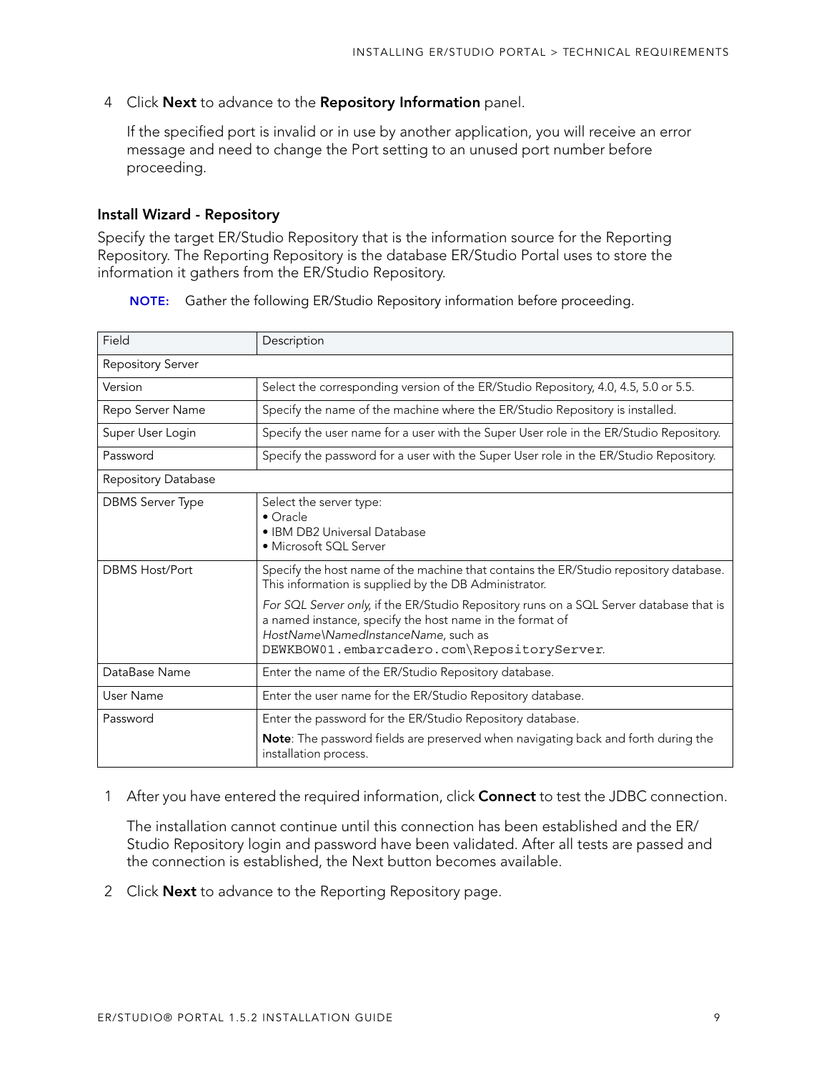4 Click **Next** to advance to the **Repository Information** panel.

If the specified port is invalid or in use by another application, you will receive an error message and need to change the Port setting to an unused port number before proceeding.

### Install Wizard - Repository

Specify the target ER/Studio Repository that is the information source for the Reporting Repository. The Reporting Repository is the database ER/Studio Portal uses to store the information it gathers from the ER/Studio Repository.

**NOTE:** Gather the following ER/Studio Repository information before proceeding.

| Field | Description |
| --- | --- |
| Repository Server | |
| Version | Select the corresponding version of the ER/Studio Repository, 4.0, 4.5, 5.0 or 5.5. |
| Repo Server Name | Specify the name of the machine where the ER/Studio Repository is installed. |
| Super User Login | Specify the user name for a user with the Super User role in the ER/Studio Repository. |
| Password | Specify the password for a user with the Super User role in the ER/Studio Repository. |
| Repository Database | |
| DBMS Server Type | Select the server type:<br>• Oracle<br>• IBM DB2 Universal Database<br>• Microsoft SQL Server |
| DBMS Host/Port | Specify the host name of the machine that contains the ER/Studio repository database. This information is supplied by the DB Administrator.<br>*For SQL Server only*, if the ER/Studio Repository runs on a SQL Server database that is a named instance, specify the host name in the format of *HostName\NamedInstanceName*, such as `DEWKBOW01.embarcadero.com\RepositoryServer`. |
| DataBase Name | Enter the name of the ER/Studio Repository database. |
| User Name | Enter the user name for the ER/Studio Repository database. |
| Password | Enter the password for the ER/Studio Repository database.<br>**Note**: The password fields are preserved when navigating back and forth during the installation process. |

1 After you have entered the required information, click **Connect** to test the JDBC connection.

The installation cannot continue until this connection has been established and the ER/Studio Repository login and password have been validated. After all tests are passed and the connection is established, the Next button becomes available.

2 Click **Next** to advance to the Reporting Repository page.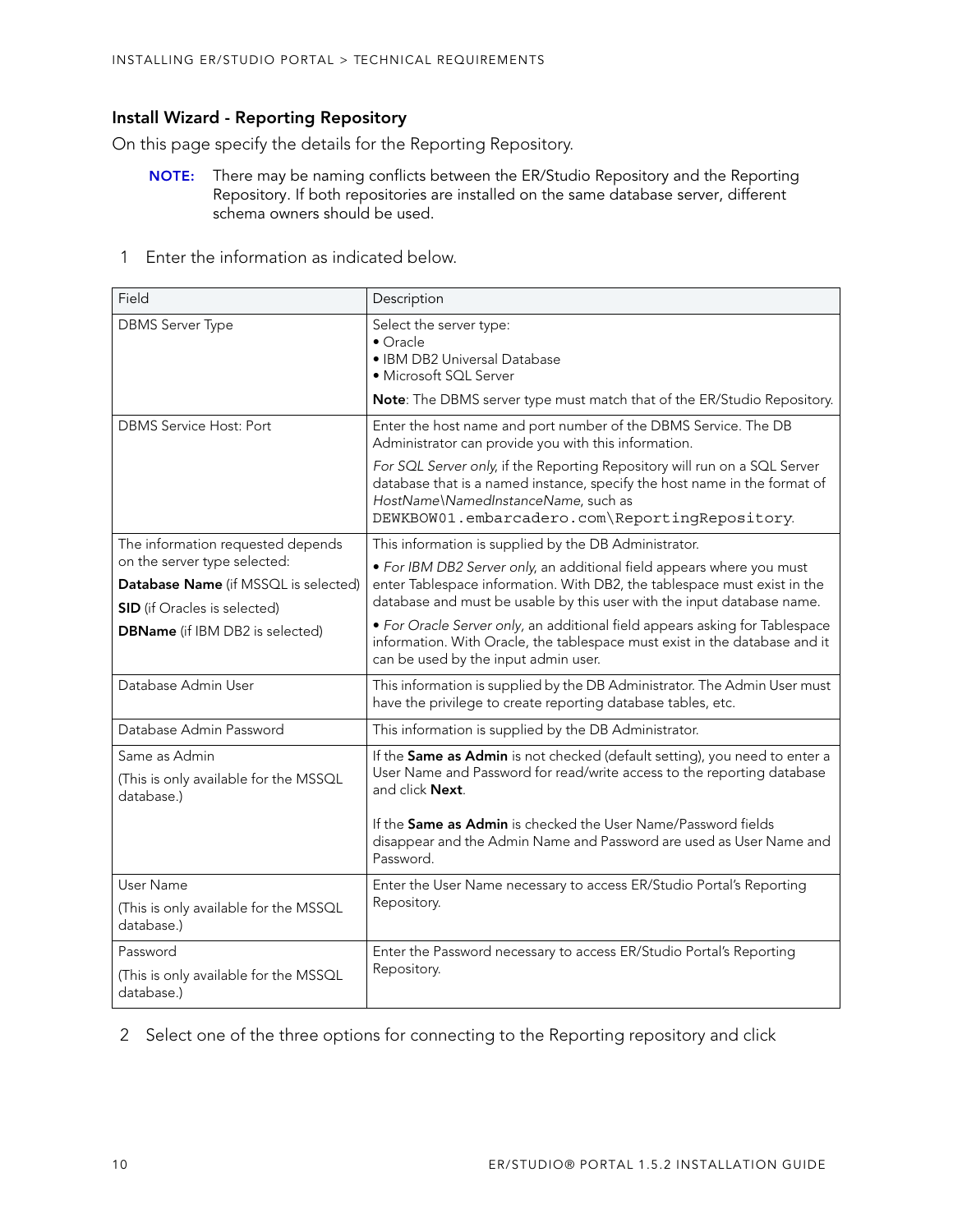### Install Wizard - Reporting Repository

On this page specify the details for the Reporting Repository.

> **NOTE:** There may be naming conflicts between the ER/Studio Repository and the Reporting Repository. If both repositories are installed on the same database server, different schema owners should be used.

1 Enter the information as indicated below.

| Field | Description |
|---|---|
| DBMS Server Type | Select the server type:<br>• Oracle<br>• IBM DB2 Universal Database<br>• Microsoft SQL Server<br><br>**Note**: The DBMS server type must match that of the ER/Studio Repository. |
| DBMS Service Host: Port | Enter the host name and port number of the DBMS Service. The DB Administrator can provide you with this information.<br><br>*For SQL Server only*, if the Reporting Repository will run on a SQL Server database that is a named instance, specify the host name in the format of *HostName\NamedInstanceName*, such as `DEWKBOW01.embarcadero.com\ReportingRepository`. |
| The information requested depends on the server type selected:<br>**Database Name** (if MSSQL is selected)<br>**SID** (if Oracles is selected)<br>**DBName** (if IBM DB2 is selected) | This information is supplied by the DB Administrator.<br><br>• *For IBM DB2 Server only*, an additional field appears where you must enter Tablespace information. With DB2, the tablespace must exist in the database and must be usable by this user with the input database name.<br><br>• *For Oracle Server only*, an additional field appears asking for Tablespace information. With Oracle, the tablespace must exist in the database and it can be used by the input admin user. |
| Database Admin User | This information is supplied by the DB Administrator. The Admin User must have the privilege to create reporting database tables, etc. |
| Database Admin Password | This information is supplied by the DB Administrator. |
| Same as Admin<br>(This is only available for the MSSQL database.) | If the **Same as Admin** is not checked (default setting), you need to enter a User Name and Password for read/write access to the reporting database and click **Next**.<br><br>If the **Same as Admin** is checked the User Name/Password fields disappear and the Admin Name and Password are used as User Name and Password. |
| User Name<br>(This is only available for the MSSQL database.) | Enter the User Name necessary to access ER/Studio Portal's Reporting Repository. |
| Password<br>(This is only available for the MSSQL database.) | Enter the Password necessary to access ER/Studio Portal's Reporting Repository. |

2 Select one of the three options for connecting to the Reporting repository and click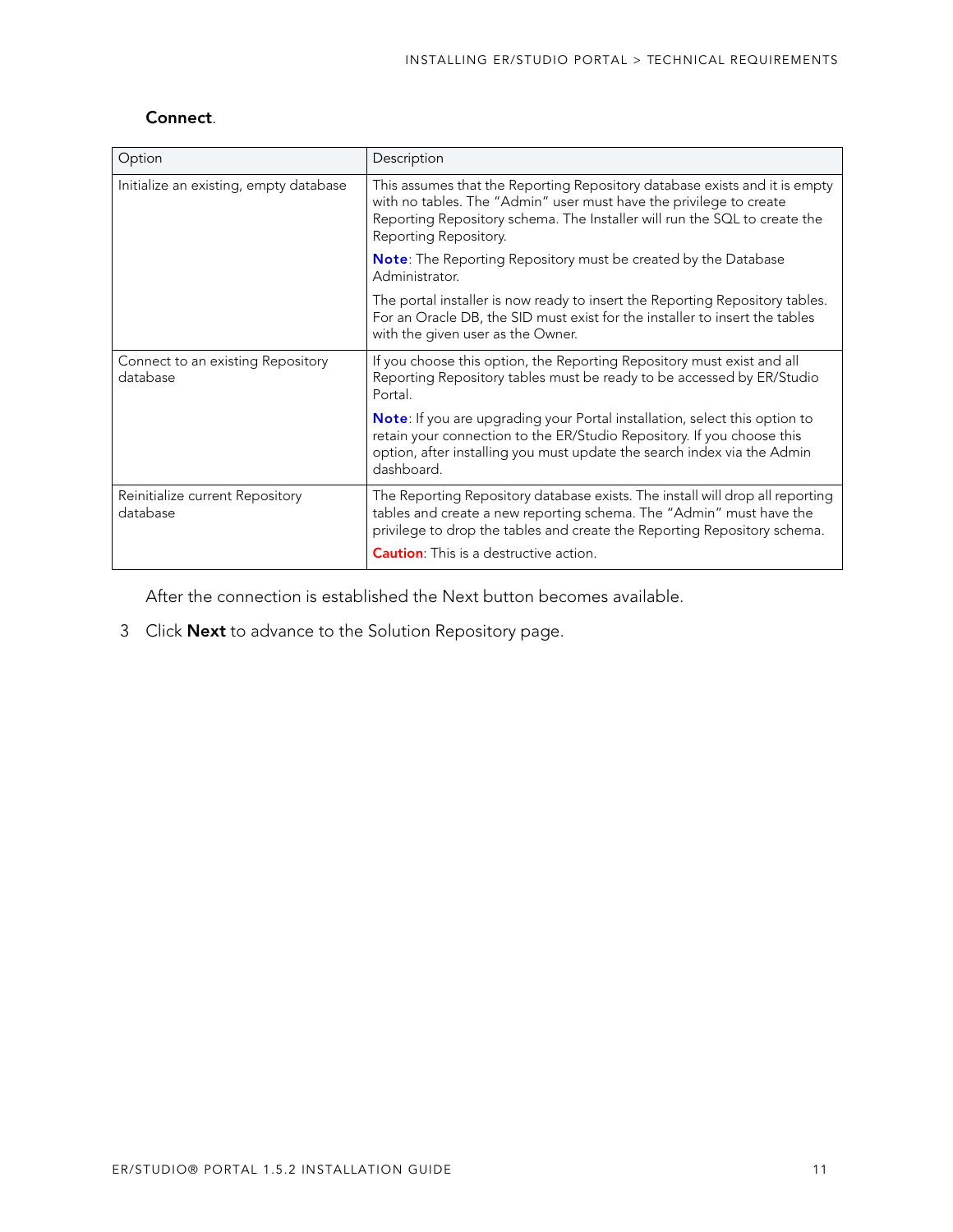**Connect**.

| Option | Description |
| --- | --- |
| Initialize an existing, empty database | This assumes that the Reporting Repository database exists and it is empty with no tables. The "Admin" user must have the privilege to create Reporting Repository schema. The Installer will run the SQL to create the Reporting Repository.<br><br>**Note**: The Reporting Repository must be created by the Database Administrator.<br><br>The portal installer is now ready to insert the Reporting Repository tables. For an Oracle DB, the SID must exist for the installer to insert the tables with the given user as the Owner. |
| Connect to an existing Repository database | If you choose this option, the Reporting Repository must exist and all Reporting Repository tables must be ready to be accessed by ER/Studio Portal.<br><br>**Note**: If you are upgrading your Portal installation, select this option to retain your connection to the ER/Studio Repository. If you choose this option, after installing you must update the search index via the Admin dashboard. |
| Reinitialize current Repository database | The Reporting Repository database exists. The install will drop all reporting tables and create a new reporting schema. The "Admin" must have the privilege to drop the tables and create the Reporting Repository schema.<br><br>**Caution**: This is a destructive action. |

After the connection is established the Next button becomes available.

3 Click **Next** to advance to the Solution Repository page.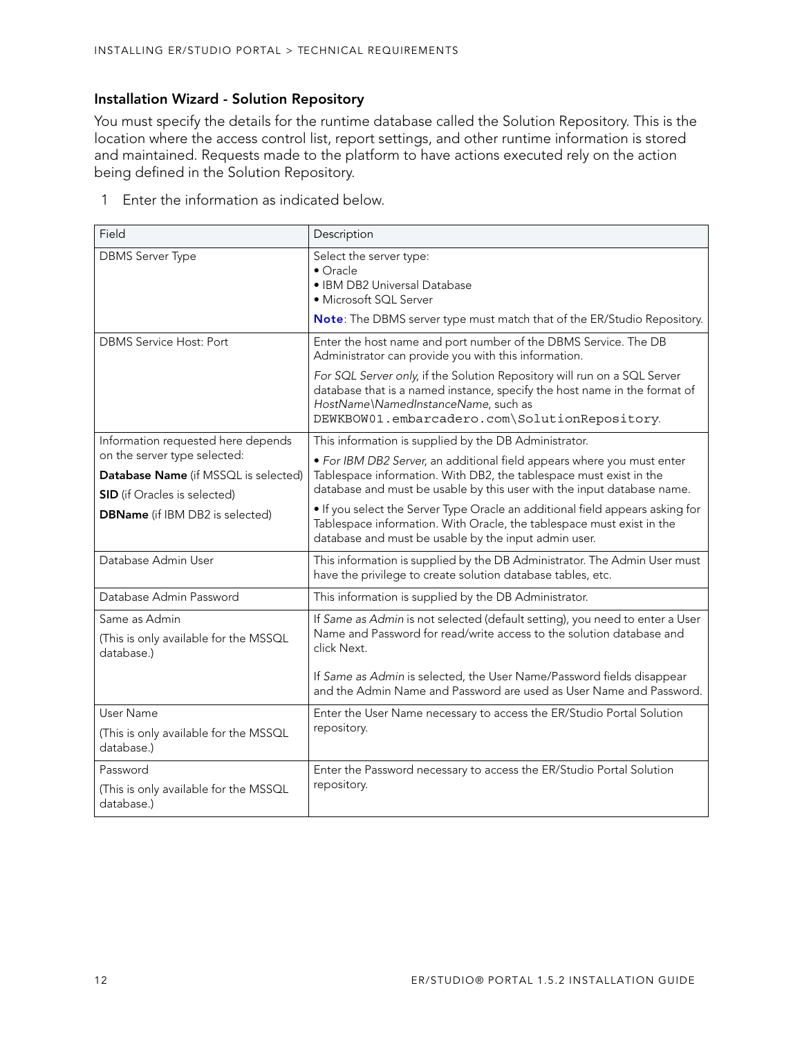### Installation Wizard - Solution Repository

You must specify the details for the runtime database called the Solution Repository. This is the location where the access control list, report settings, and other runtime information is stored and maintained. Requests made to the platform to have actions executed rely on the action being defined in the Solution Repository.

1 Enter the information as indicated below.

| Field | Description |
|---|---|
| DBMS Server Type | Select the server type:<br>• Oracle<br>• IBM DB2 Universal Database<br>• Microsoft SQL Server<br>**Note**: The DBMS server type must match that of the ER/Studio Repository. |
| DBMS Service Host: Port | Enter the host name and port number of the DBMS Service. The DB Administrator can provide you with this information.<br>*For SQL Server only*, if the Solution Repository will run on a SQL Server database that is a named instance, specify the host name in the format of *HostName\NamedInstanceName*, such as `DEWKBOW01.embarcadero.com\SolutionRepository`. |
| Information requested here depends on the server type selected:<br>**Database Name** (if MSSQL is selected)<br>**SID** (if Oracles is selected)<br>**DBName** (if IBM DB2 is selected) | This information is supplied by the DB Administrator.<br>• *For IBM DB2 Server*, an additional field appears where you must enter Tablespace information. With DB2, the tablespace must exist in the database and must be usable by this user with the input database name.<br>• If you select the Server Type Oracle an additional field appears asking for Tablespace information. With Oracle, the tablespace must exist in the database and must be usable by the input admin user. |
| Database Admin User | This information is supplied by the DB Administrator. The Admin User must have the privilege to create solution database tables, etc. |
| Database Admin Password | This information is supplied by the DB Administrator. |
| Same as Admin<br>(This is only available for the MSSQL database.) | If *Same as Admin* is not selected (default setting), you need to enter a User Name and Password for read/write access to the solution database and click Next.<br>If *Same as Admin* is selected, the User Name/Password fields disappear and the Admin Name and Password are used as User Name and Password. |
| User Name<br>(This is only available for the MSSQL database.) | Enter the User Name necessary to access the ER/Studio Portal Solution repository. |
| Password<br>(This is only available for the MSSQL database.) | Enter the Password necessary to access the ER/Studio Portal Solution repository. |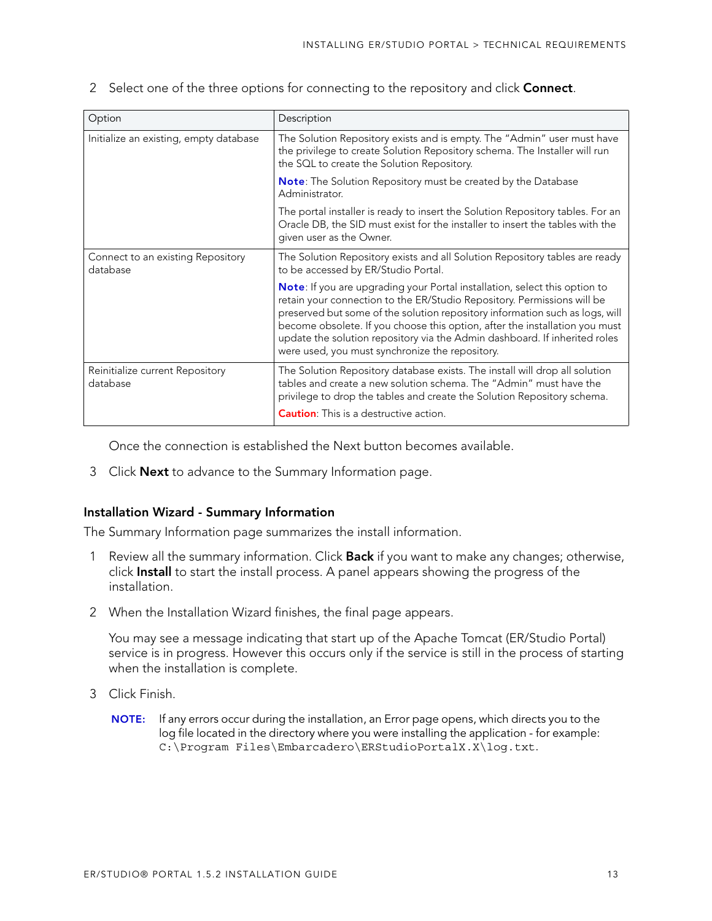2 Select one of the three options for connecting to the repository and click **Connect**.

| Option | Description |
| --- | --- |
| Initialize an existing, empty database | The Solution Repository exists and is empty. The "Admin" user must have the privilege to create Solution Repository schema. The Installer will run the SQL to create the Solution Repository.<br><br>**Note**: The Solution Repository must be created by the Database Administrator.<br><br>The portal installer is ready to insert the Solution Repository tables. For an Oracle DB, the SID must exist for the installer to insert the tables with the given user as the Owner. |
| Connect to an existing Repository database | The Solution Repository exists and all Solution Repository tables are ready to be accessed by ER/Studio Portal.<br><br>**Note**: If you are upgrading your Portal installation, select this option to retain your connection to the ER/Studio Repository. Permissions will be preserved but some of the solution repository information such as logs, will become obsolete. If you choose this option, after the installation you must update the solution repository via the Admin dashboard. If inherited roles were used, you must synchronize the repository. |
| Reinitialize current Repository database | The Solution Repository database exists. The install will drop all solution tables and create a new solution schema. The "Admin" must have the privilege to drop the tables and create the Solution Repository schema.<br><br>**Caution**: This is a destructive action. |

Once the connection is established the Next button becomes available.

3 Click **Next** to advance to the Summary Information page.

### Installation Wizard - Summary Information

The Summary Information page summarizes the install information.

1 Review all the summary information. Click **Back** if you want to make any changes; otherwise, click **Install** to start the install process. A panel appears showing the progress of the installation.

2 When the Installation Wizard finishes, the final page appears.

You may see a message indicating that start up of the Apache Tomcat (ER/Studio Portal) service is in progress. However this occurs only if the service is still in the process of starting when the installation is complete.

3 Click Finish.

**NOTE:** If any errors occur during the installation, an Error page opens, which directs you to the log file located in the directory where you were installing the application - for example: `C:\Program Files\Embarcadero\ERStudioPortalX.X\log.txt`.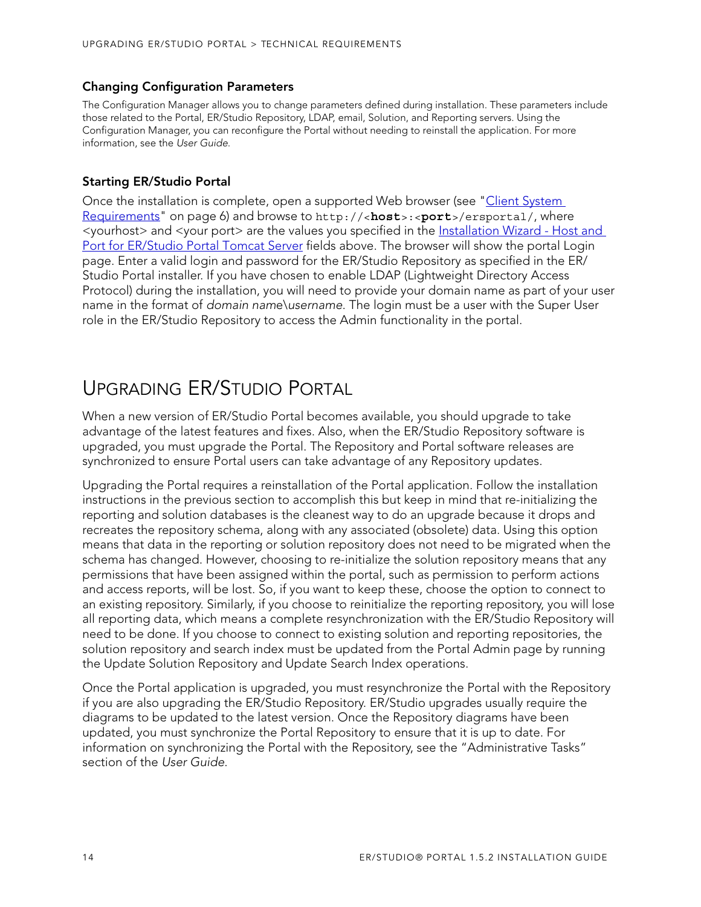### Changing Configuration Parameters

The Configuration Manager allows you to change parameters defined during installation. These parameters include those related to the Portal, ER/Studio Repository, LDAP, email, Solution, and Reporting servers. Using the Configuration Manager, you can reconfigure the Portal without needing to reinstall the application. For more information, see the *User Guide*.

### Starting ER/Studio Portal

Once the installation is complete, open a supported Web browser (see "Client System Requirements" on page 6) and browse to `http://<`**`host`**`>:<`**`port`**`>/ersportal/`, where <yourhost> and <your port> are the values you specified in the Installation Wizard - Host and Port for ER/Studio Portal Tomcat Server fields above. The browser will show the portal Login page. Enter a valid login and password for the ER/Studio Repository as specified in the ER/Studio Portal installer. If you have chosen to enable LDAP (Lightweight Directory Access Protocol) during the installation, you will need to provide your domain name as part of your user name in the format of *domain name\username*. The login must be a user with the Super User role in the ER/Studio Repository to access the Admin functionality in the portal.

## Upgrading ER/Studio Portal

When a new version of ER/Studio Portal becomes available, you should upgrade to take advantage of the latest features and fixes. Also, when the ER/Studio Repository software is upgraded, you must upgrade the Portal. The Repository and Portal software releases are synchronized to ensure Portal users can take advantage of any Repository updates.

Upgrading the Portal requires a reinstallation of the Portal application. Follow the installation instructions in the previous section to accomplish this but keep in mind that re-initializing the reporting and solution databases is the cleanest way to do an upgrade because it drops and recreates the repository schema, along with any associated (obsolete) data. Using this option means that data in the reporting or solution repository does not need to be migrated when the schema has changed. However, choosing to re-initialize the solution repository means that any permissions that have been assigned within the portal, such as permission to perform actions and access reports, will be lost. So, if you want to keep these, choose the option to connect to an existing repository. Similarly, if you choose to reinitialize the reporting repository, you will lose all reporting data, which means a complete resynchronization with the ER/Studio Repository will need to be done. If you choose to connect to existing solution and reporting repositories, the solution repository and search index must be updated from the Portal Admin page by running the Update Solution Repository and Update Search Index operations.

Once the Portal application is upgraded, you must resynchronize the Portal with the Repository if you are also upgrading the ER/Studio Repository. ER/Studio upgrades usually require the diagrams to be updated to the latest version. Once the Repository diagrams have been updated, you must synchronize the Portal Repository to ensure that it is up to date. For information on synchronizing the Portal with the Repository, see the "Administrative Tasks" section of the *User Guide*.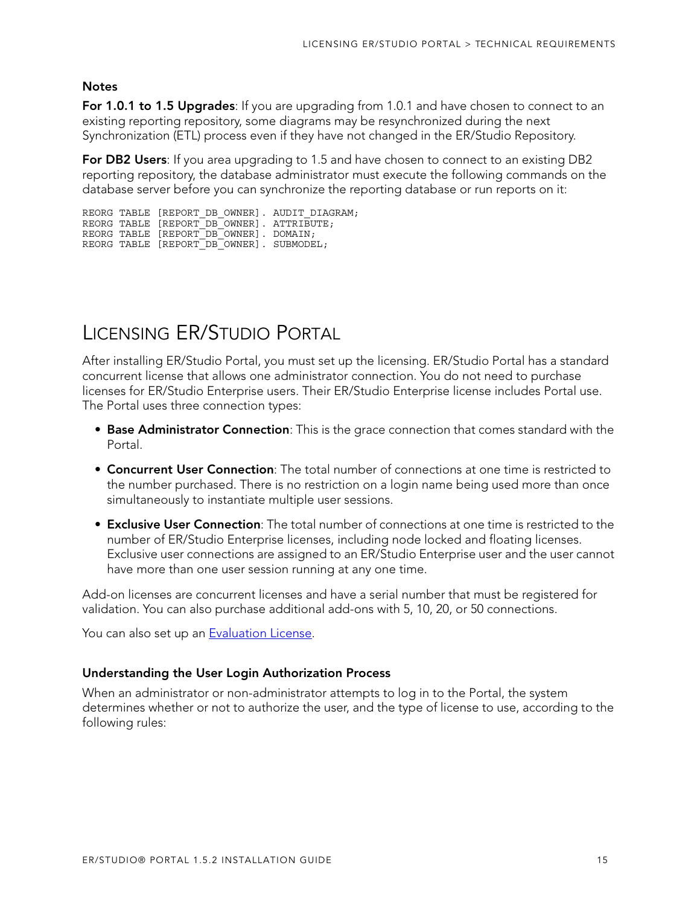#### Notes

**For 1.0.1 to 1.5 Upgrades**: If you are upgrading from 1.0.1 and have chosen to connect to an existing reporting repository, some diagrams may be resynchronized during the next Synchronization (ETL) process even if they have not changed in the ER/Studio Repository.

**For DB2 Users**: If you area upgrading to 1.5 and have chosen to connect to an existing DB2 reporting repository, the database administrator must execute the following commands on the database server before you can synchronize the reporting database or run reports on it:

```
REORG TABLE [REPORT_DB_OWNER]. AUDIT_DIAGRAM;
REORG TABLE [REPORT_DB_OWNER]. ATTRIBUTE;
REORG TABLE [REPORT_DB_OWNER]. DOMAIN;
REORG TABLE [REPORT_DB_OWNER]. SUBMODEL;
```

# Licensing ER/Studio Portal

After installing ER/Studio Portal, you must set up the licensing. ER/Studio Portal has a standard concurrent license that allows one administrator connection. You do not need to purchase licenses for ER/Studio Enterprise users. Their ER/Studio Enterprise license includes Portal use. The Portal uses three connection types:

- **Base Administrator Connection**: This is the grace connection that comes standard with the Portal.
- **Concurrent User Connection**: The total number of connections at one time is restricted to the number purchased. There is no restriction on a login name being used more than once simultaneously to instantiate multiple user sessions.
- **Exclusive User Connection**: The total number of connections at one time is restricted to the number of ER/Studio Enterprise licenses, including node locked and floating licenses. Exclusive user connections are assigned to an ER/Studio Enterprise user and the user cannot have more than one user session running at any one time.

Add-on licenses are concurrent licenses and have a serial number that must be registered for validation. You can also purchase additional add-ons with 5, 10, 20, or 50 connections.

You can also set up an Evaluation License.

#### Understanding the User Login Authorization Process

When an administrator or non-administrator attempts to log in to the Portal, the system determines whether or not to authorize the user, and the type of license to use, according to the following rules: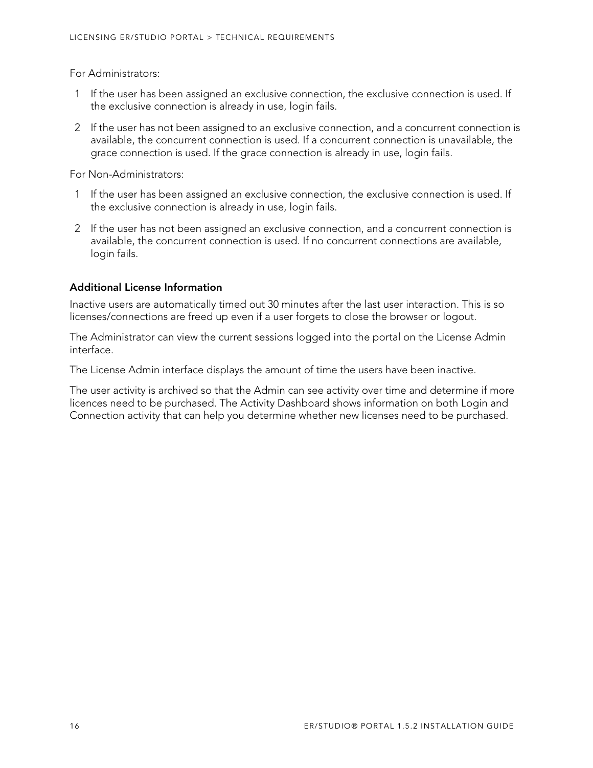For Administrators:

1. If the user has been assigned an exclusive connection, the exclusive connection is used. If the exclusive connection is already in use, login fails.
2. If the user has not been assigned to an exclusive connection, and a concurrent connection is available, the concurrent connection is used. If a concurrent connection is unavailable, the grace connection is used. If the grace connection is already in use, login fails.

For Non-Administrators:

1. If the user has been assigned an exclusive connection, the exclusive connection is used. If the exclusive connection is already in use, login fails.
2. If the user has not been assigned an exclusive connection, and a concurrent connection is available, the concurrent connection is used. If no concurrent connections are available, login fails.

### Additional License Information

Inactive users are automatically timed out 30 minutes after the last user interaction. This is so licenses/connections are freed up even if a user forgets to close the browser or logout.

The Administrator can view the current sessions logged into the portal on the License Admin interface.

The License Admin interface displays the amount of time the users have been inactive.

The user activity is archived so that the Admin can see activity over time and determine if more licences need to be purchased. The Activity Dashboard shows information on both Login and Connection activity that can help you determine whether new licenses need to be purchased.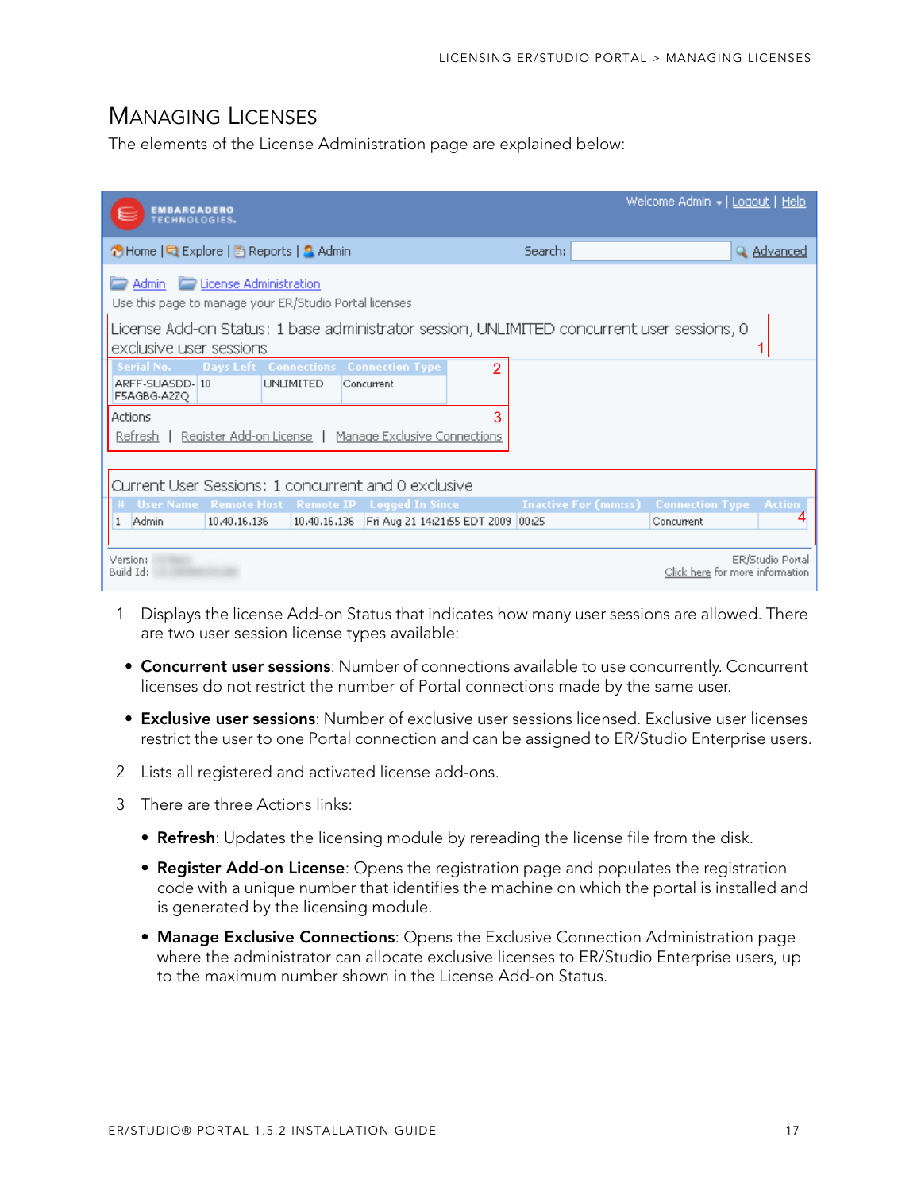# Managing Licenses

The elements of the License Administration page are explained below:

1 Displays the license Add-on Status that indicates how many user sessions are allowed. There are two user session license types available:

- **Concurrent user sessions**: Number of connections available to use concurrently. Concurrent licenses do not restrict the number of Portal connections made by the same user.
- **Exclusive user sessions**: Number of exclusive user sessions licensed. Exclusive user licenses restrict the user to one Portal connection and can be assigned to ER/Studio Enterprise users.

2 Lists all registered and activated license add-ons.

3 There are three Actions links:

- **Refresh**: Updates the licensing module by rereading the license file from the disk.
- **Register Add-on License**: Opens the registration page and populates the registration code with a unique number that identifies the machine on which the portal is installed and is generated by the licensing module.
- **Manage Exclusive Connections**: Opens the Exclusive Connection Administration page where the administrator can allocate exclusive licenses to ER/Studio Enterprise users, up to the maximum number shown in the License Add-on Status.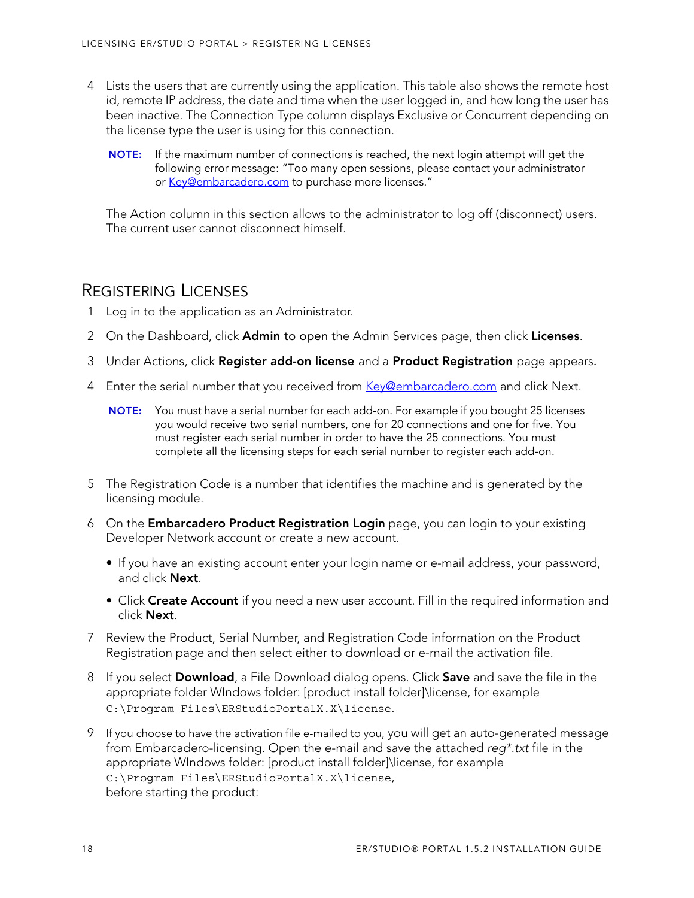4 Lists the users that are currently using the application. This table also shows the remote host id, remote IP address, the date and time when the user logged in, and how long the user has been inactive. The Connection Type column displays Exclusive or Concurrent depending on the license type the user is using for this connection.

   **NOTE:** If the maximum number of connections is reached, the next login attempt will get the following error message: "Too many open sessions, please contact your administrator or Key@embarcadero.com to purchase more licenses."

   The Action column in this section allows to the administrator to log off (disconnect) users. The current user cannot disconnect himself.

## Registering Licenses

1. Log in to the application as an Administrator.
2. On the Dashboard, click **Admin** to open the Admin Services page, then click **Licenses**.
3. Under Actions, click **Register add-on license** and a **Product Registration** page appears.
4. Enter the serial number that you received from Key@embarcadero.com and click Next.

   **NOTE:** You must have a serial number for each add-on. For example if you bought 25 licenses you would receive two serial numbers, one for 20 connections and one for five. You must register each serial number in order to have the 25 connections. You must complete all the licensing steps for each serial number to register each add-on.

5. The Registration Code is a number that identifies the machine and is generated by the licensing module.
6. On the **Embarcadero Product Registration Login** page, you can login to your existing Developer Network account or create a new account.
   - If you have an existing account enter your login name or e-mail address, your password, and click **Next**.
   - Click **Create Account** if you need a new user account. Fill in the required information and click **Next**.
7. Review the Product, Serial Number, and Registration Code information on the Product Registration page and then select either to download or e-mail the activation file.
8. If you select **Download**, a File Download dialog opens. Click **Save** and save the file in the appropriate folder WIndows folder: [product install folder]\license, for example `C:\Program Files\ERStudioPortalX.X\license`.
9. If you choose to have the activation file e-mailed to you, you will get an auto-generated message from Embarcadero-licensing. Open the e-mail and save the attached *reg*.txt* file in the appropriate WIndows folder: [product install folder]\license, for example `C:\Program Files\ERStudioPortalX.X\license`,
   before starting the product: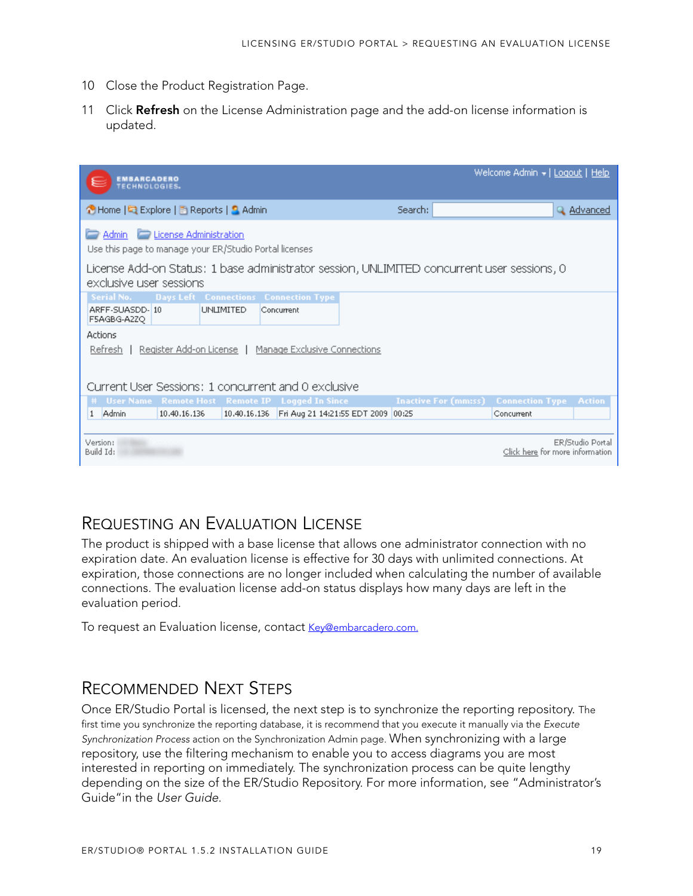10 Close the Product Registration Page.

11 Click **Refresh** on the License Administration page and the add-on license information is updated.

## Requesting an Evaluation License

The product is shipped with a base license that allows one administrator connection with no expiration date. An evaluation license is effective for 30 days with unlimited connections. At expiration, those connections are no longer included when calculating the number of available connections. The evaluation license add-on status displays how many days are left in the evaluation period.

To request an Evaluation license, contact Key@embarcadero.com.

## Recommended Next Steps

Once ER/Studio Portal is licensed, the next step is to synchronize the reporting repository. The first time you synchronize the reporting database, it is recommend that you execute it manually via the *Execute Synchronization Process* action on the Synchronization Admin page. When synchronizing with a large repository, use the filtering mechanism to enable you to access diagrams you are most interested in reporting on immediately. The synchronization process can be quite lengthy depending on the size of the ER/Studio Repository. For more information, see "Administrator's Guide"in the *User Guide*.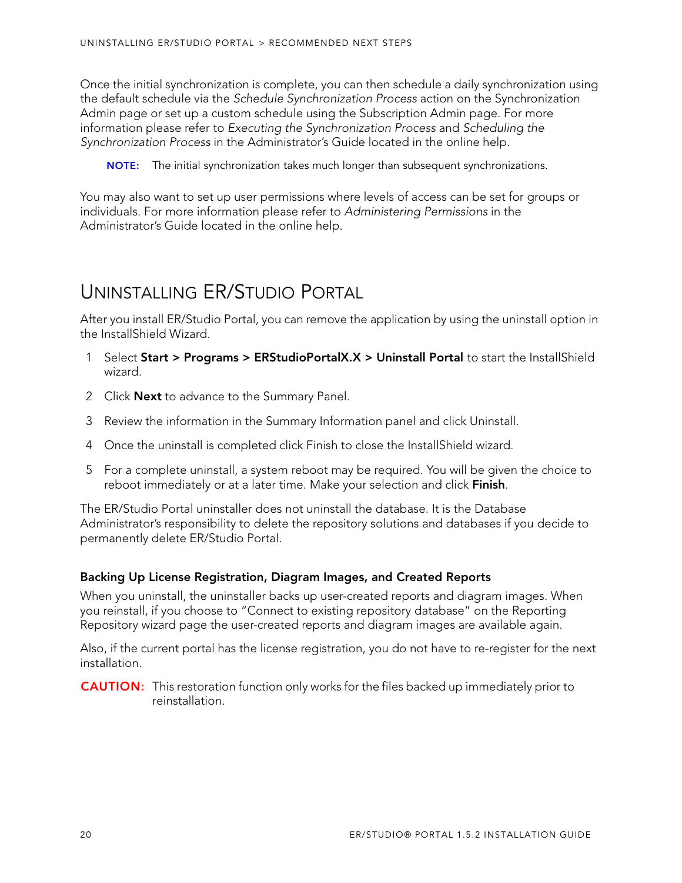Once the initial synchronization is complete, you can then schedule a daily synchronization using the default schedule via the *Schedule Synchronization Process* action on the Synchronization Admin page or set up a custom schedule using the Subscription Admin page. For more information please refer to *Executing the Synchronization Process* and *Scheduling the Synchronization Process* in the Administrator's Guide located in the online help.

**NOTE:** The initial synchronization takes much longer than subsequent synchronizations.

You may also want to set up user permissions where levels of access can be set for groups or individuals. For more information please refer to *Administering Permissions* in the Administrator's Guide located in the online help.

## Uninstalling ER/Studio Portal

After you install ER/Studio Portal, you can remove the application by using the uninstall option in the InstallShield Wizard.

1. Select **Start > Programs > ERStudioPortalX.X > Uninstall Portal** to start the InstallShield wizard.
2. Click **Next** to advance to the Summary Panel.
3. Review the information in the Summary Information panel and click Uninstall.
4. Once the uninstall is completed click Finish to close the InstallShield wizard.
5. For a complete uninstall, a system reboot may be required. You will be given the choice to reboot immediately or at a later time. Make your selection and click **Finish**.

The ER/Studio Portal uninstaller does not uninstall the database. It is the Database Administrator's responsibility to delete the repository solutions and databases if you decide to permanently delete ER/Studio Portal.

### Backing Up License Registration, Diagram Images, and Created Reports

When you uninstall, the uninstaller backs up user-created reports and diagram images. When you reinstall, if you choose to "Connect to existing repository database" on the Reporting Repository wizard page the user-created reports and diagram images are available again.

Also, if the current portal has the license registration, you do not have to re-register for the next installation.

**CAUTION:** This restoration function only works for the files backed up immediately prior to reinstallation.